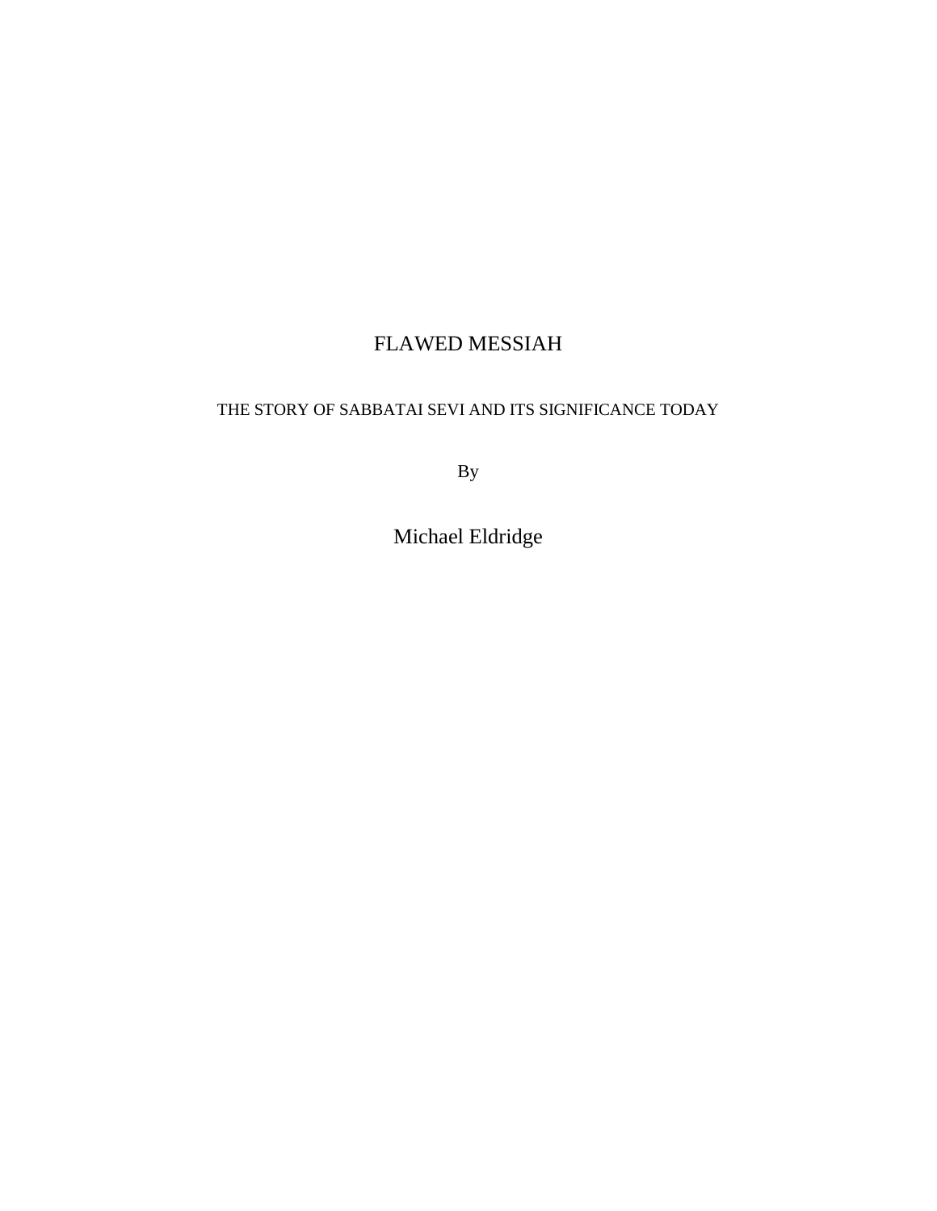# FLAWED MESSIAH

## THE STORY OF SABBATAI SEVI AND ITS SIGNIFICANCE TODAY

By

Michael Eldridge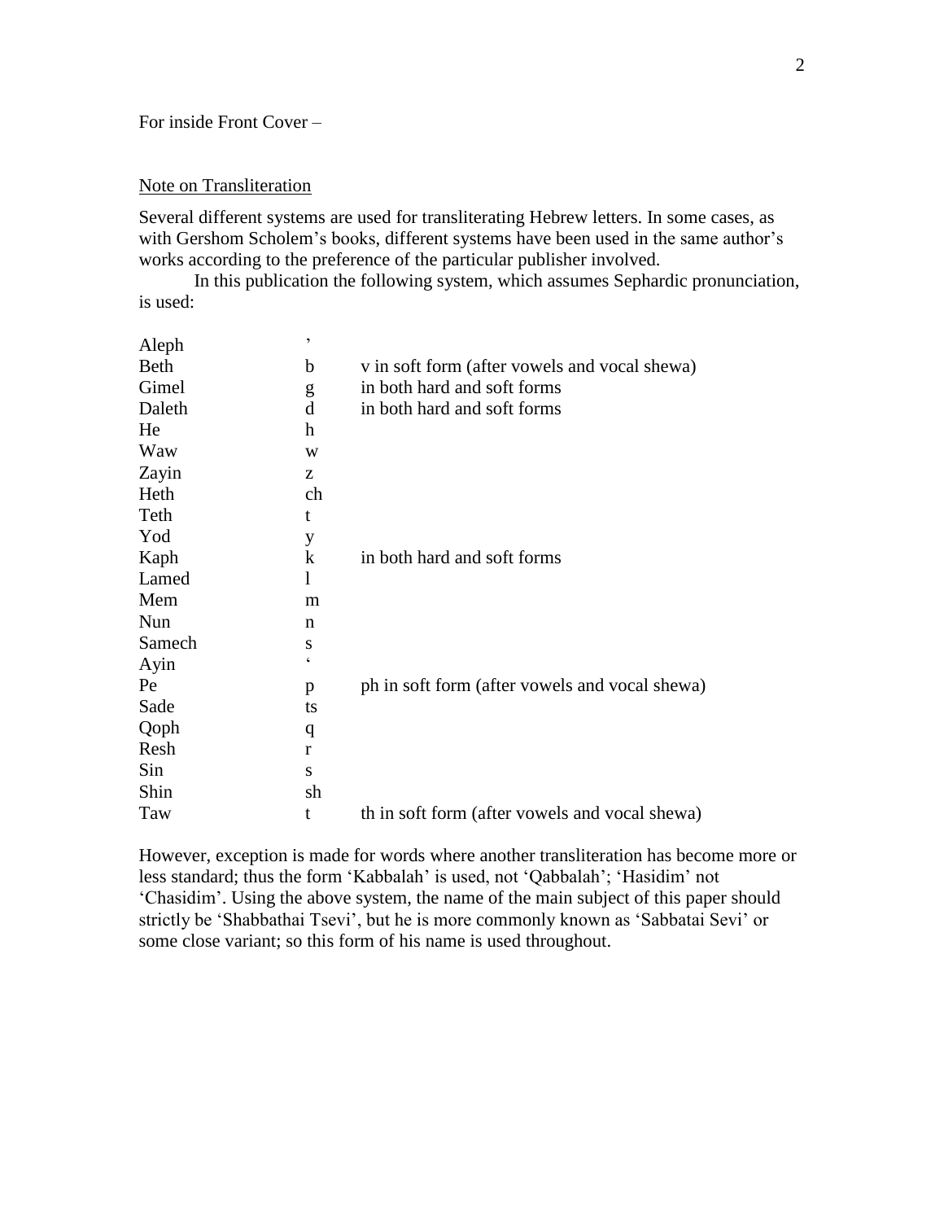For inside Front Cover –

Note on Transliteration

Several different systems are used for transliterating Hebrew letters. In some cases, as with Gershom Scholem's books, different systems have been used in the same author's works according to the preference of the particular publisher involved.

In this publication the following system, which assumes Sephardic pronunciation, is used:

| | | |
|---|---|---|
| Aleph | ’ | |
| Beth | b | v in soft form (after vowels and vocal shewa) |
| Gimel | g | in both hard and soft forms |
| Daleth | d | in both hard and soft forms |
| He | h | |
| Waw | w | |
| Zayin | z | |
| Heth | ch | |
| Teth | t | |
| Yod | y | |
| Kaph | k | in both hard and soft forms |
| Lamed | l | |
| Mem | m | |
| Nun | n | |
| Samech | s | |
| Ayin | ‘ | |
| Pe | p | ph in soft form (after vowels and vocal shewa) |
| Sade | ts | |
| Qoph | q | |
| Resh | r | |
| Sin | s | |
| Shin | sh | |
| Taw | t | th in soft form (after vowels and vocal shewa) |

However, exception is made for words where another transliteration has become more or less standard; thus the form ‘Kabbalah’ is used, not ‘Qabbalah’; ‘Hasidim’ not ‘Chasidim’. Using the above system, the name of the main subject of this paper should strictly be ‘Shabbathai Tsevi’, but he is more commonly known as ‘Sabbatai Sevi’ or some close variant; so this form of his name is used throughout.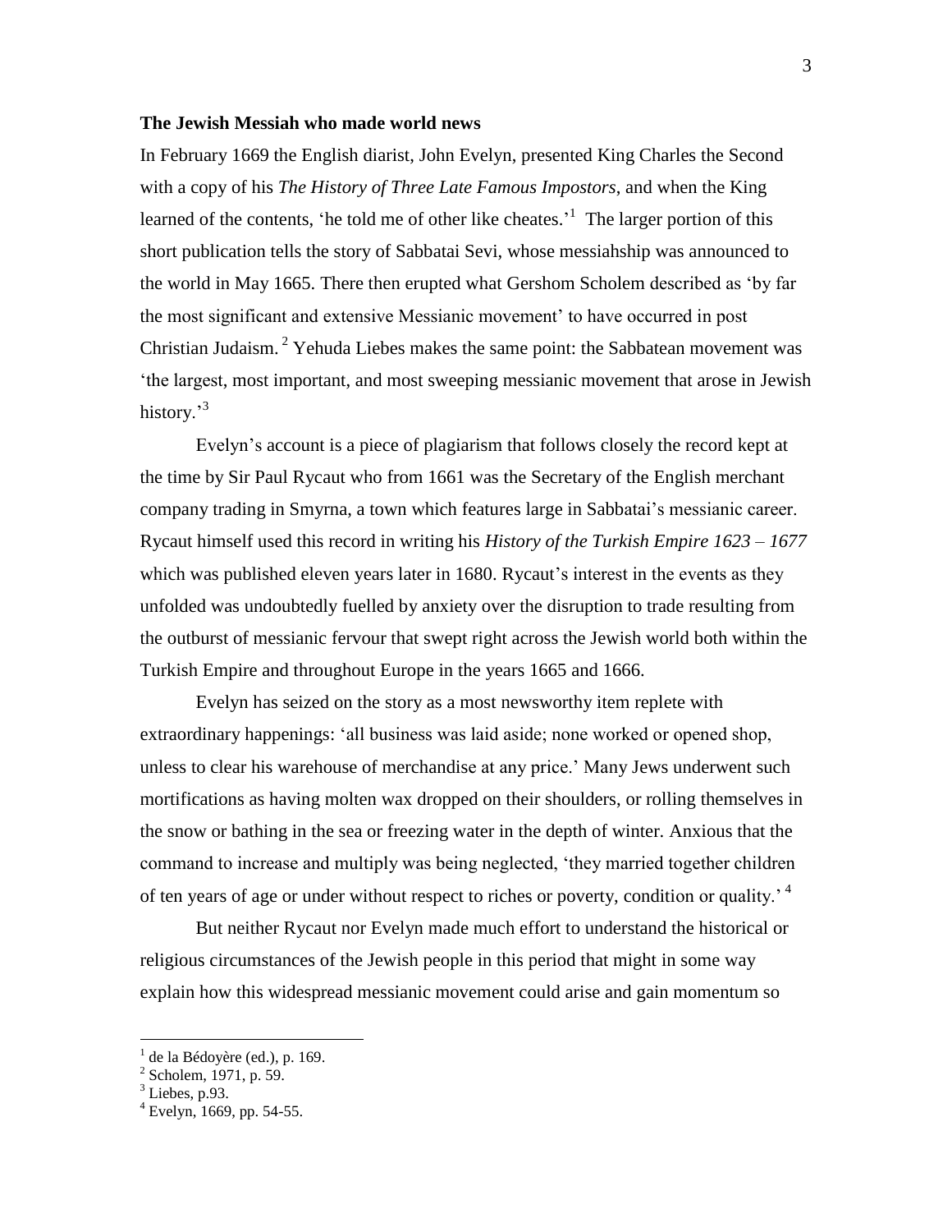**The Jewish Messiah who made world news**

In February 1669 the English diarist, John Evelyn, presented King Charles the Second with a copy of his *The History of Three Late Famous Impostors*, and when the King learned of the contents, 'he told me of other like cheates.'[1] The larger portion of this short publication tells the story of Sabbatai Sevi, whose messiahship was announced to the world in May 1665. There then erupted what Gershom Scholem described as 'by far the most significant and extensive Messianic movement' to have occurred in post Christian Judaism.[2] Yehuda Liebes makes the same point: the Sabbatean movement was 'the largest, most important, and most sweeping messianic movement that arose in Jewish history.'[3]

Evelyn's account is a piece of plagiarism that follows closely the record kept at the time by Sir Paul Rycaut who from 1661 was the Secretary of the English merchant company trading in Smyrna, a town which features large in Sabbatai's messianic career. Rycaut himself used this record in writing his *History of the Turkish Empire 1623 – 1677* which was published eleven years later in 1680. Rycaut's interest in the events as they unfolded was undoubtedly fuelled by anxiety over the disruption to trade resulting from the outburst of messianic fervour that swept right across the Jewish world both within the Turkish Empire and throughout Europe in the years 1665 and 1666.

Evelyn has seized on the story as a most newsworthy item replete with extraordinary happenings: 'all business was laid aside; none worked or opened shop, unless to clear his warehouse of merchandise at any price.' Many Jews underwent such mortifications as having molten wax dropped on their shoulders, or rolling themselves in the snow or bathing in the sea or freezing water in the depth of winter. Anxious that the command to increase and multiply was being neglected, 'they married together children of ten years of age or under without respect to riches or poverty, condition or quality.'[4]

But neither Rycaut nor Evelyn made much effort to understand the historical or religious circumstances of the Jewish people in this period that might in some way explain how this widespread messianic movement could arise and gain momentum so

---

[1] de la Bédoyère (ed.), p. 169.

[2] Scholem, 1971, p. 59.

[3] Liebes, p.93.

[4] Evelyn, 1669, pp. 54-55.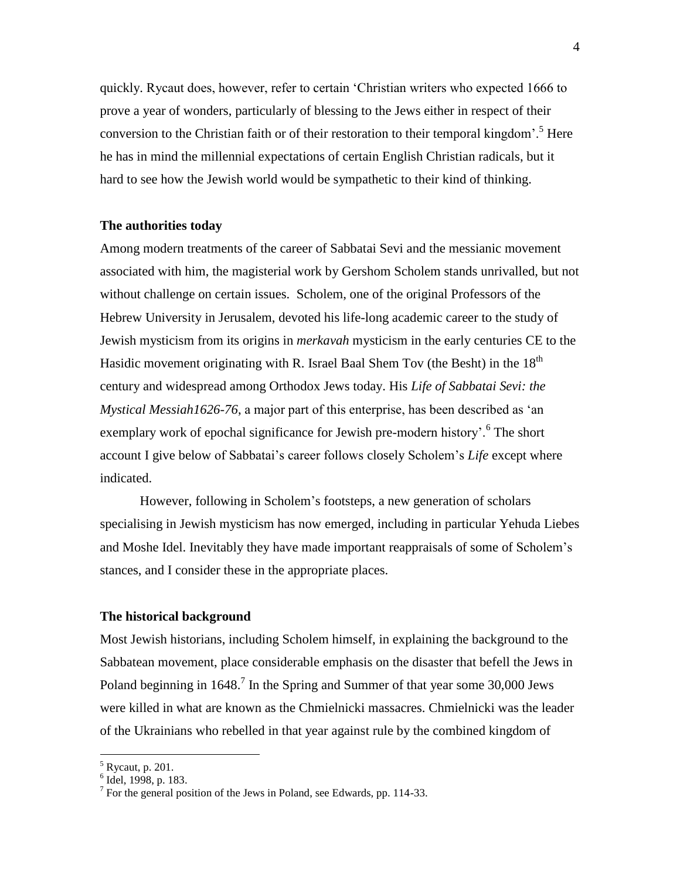quickly. Rycaut does, however, refer to certain 'Christian writers who expected 1666 to prove a year of wonders, particularly of blessing to the Jews either in respect of their conversion to the Christian faith or of their restoration to their temporal kingdom'.[5] Here he has in mind the millennial expectations of certain English Christian radicals, but it hard to see how the Jewish world would be sympathetic to their kind of thinking.

**The authorities today**

Among modern treatments of the career of Sabbatai Sevi and the messianic movement associated with him, the magisterial work by Gershom Scholem stands unrivalled, but not without challenge on certain issues. Scholem, one of the original Professors of the Hebrew University in Jerusalem, devoted his life-long academic career to the study of Jewish mysticism from its origins in *merkavah* mysticism in the early centuries CE to the Hasidic movement originating with R. Israel Baal Shem Tov (the Besht) in the 18th century and widespread among Orthodox Jews today. His *Life of Sabbatai Sevi: the Mystical Messiah1626-76*, a major part of this enterprise, has been described as 'an exemplary work of epochal significance for Jewish pre-modern history'.[6] The short account I give below of Sabbatai's career follows closely Scholem's *Life* except where indicated.

However, following in Scholem's footsteps, a new generation of scholars specialising in Jewish mysticism has now emerged, including in particular Yehuda Liebes and Moshe Idel. Inevitably they have made important reappraisals of some of Scholem's stances, and I consider these in the appropriate places.

**The historical background**

Most Jewish historians, including Scholem himself, in explaining the background to the Sabbatean movement, place considerable emphasis on the disaster that befell the Jews in Poland beginning in 1648.[7] In the Spring and Summer of that year some 30,000 Jews were killed in what are known as the Chmielnicki massacres. Chmielnicki was the leader of the Ukrainians who rebelled in that year against rule by the combined kingdom of

---

[5] Rycaut, p. 201.

[6] Idel, 1998, p. 183.

[7] For the general position of the Jews in Poland, see Edwards, pp. 114-33.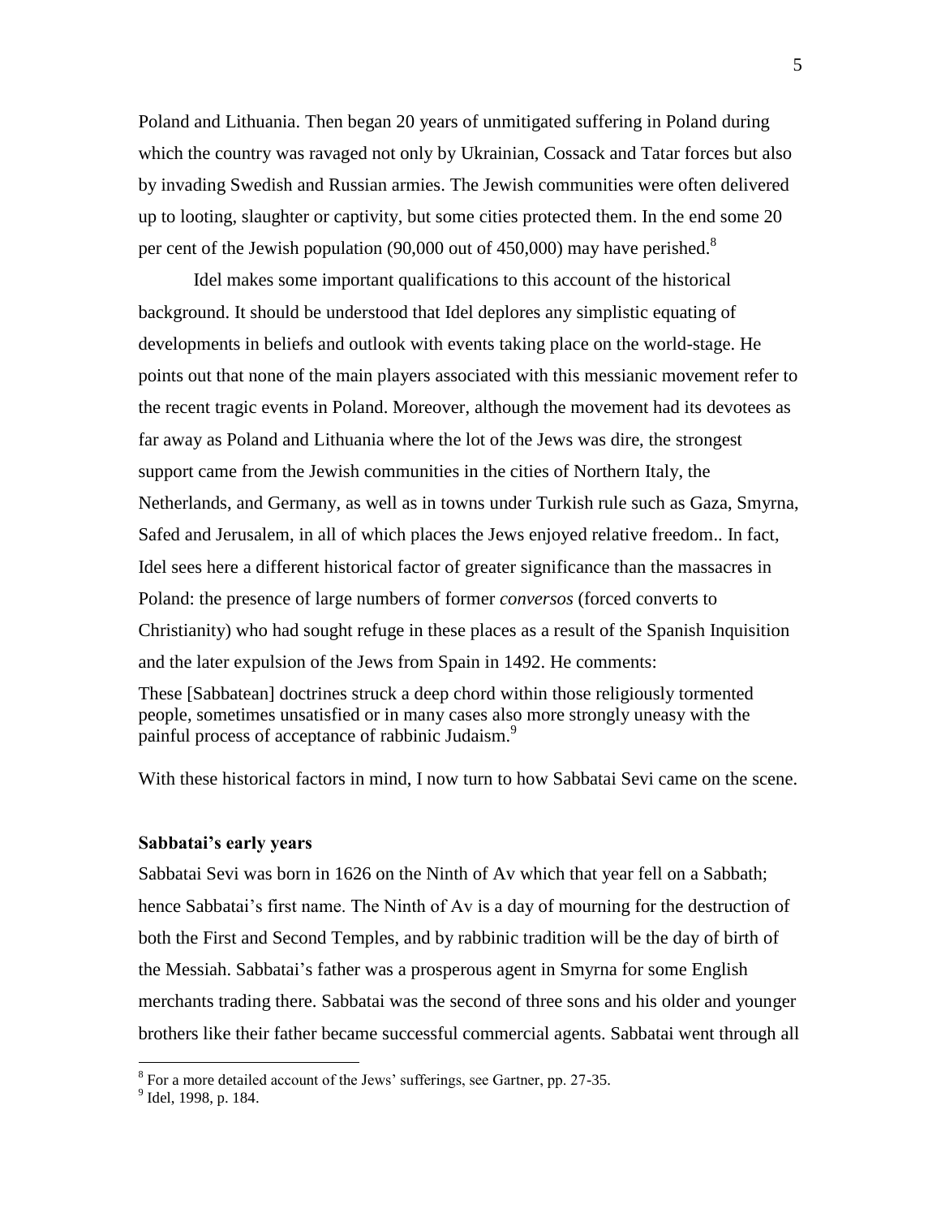Poland and Lithuania. Then began 20 years of unmitigated suffering in Poland during which the country was ravaged not only by Ukrainian, Cossack and Tatar forces but also by invading Swedish and Russian armies. The Jewish communities were often delivered up to looting, slaughter or captivity, but some cities protected them. In the end some 20 per cent of the Jewish population (90,000 out of 450,000) may have perished.[8]

Idel makes some important qualifications to this account of the historical background. It should be understood that Idel deplores any simplistic equating of developments in beliefs and outlook with events taking place on the world-stage. He points out that none of the main players associated with this messianic movement refer to the recent tragic events in Poland. Moreover, although the movement had its devotees as far away as Poland and Lithuania where the lot of the Jews was dire, the strongest support came from the Jewish communities in the cities of Northern Italy, the Netherlands, and Germany, as well as in towns under Turkish rule such as Gaza, Smyrna, Safed and Jerusalem, in all of which places the Jews enjoyed relative freedom.. In fact, Idel sees here a different historical factor of greater significance than the massacres in Poland: the presence of large numbers of former *conversos* (forced converts to Christianity) who had sought refuge in these places as a result of the Spanish Inquisition and the later expulsion of the Jews from Spain in 1492. He comments:

> These [Sabbatean] doctrines struck a deep chord within those religiously tormented people, sometimes unsatisfied or in many cases also more strongly uneasy with the painful process of acceptance of rabbinic Judaism.[9]

With these historical factors in mind, I now turn to how Sabbatai Sevi came on the scene.

### Sabbatai's early years

Sabbatai Sevi was born in 1626 on the Ninth of Av which that year fell on a Sabbath; hence Sabbatai's first name. The Ninth of Av is a day of mourning for the destruction of both the First and Second Temples, and by rabbinic tradition will be the day of birth of the Messiah. Sabbatai's father was a prosperous agent in Smyrna for some English merchants trading there. Sabbatai was the second of three sons and his older and younger brothers like their father became successful commercial agents. Sabbatai went through all

---

[8] For a more detailed account of the Jews' sufferings, see Gartner, pp. 27-35.

[9] Idel, 1998, p. 184.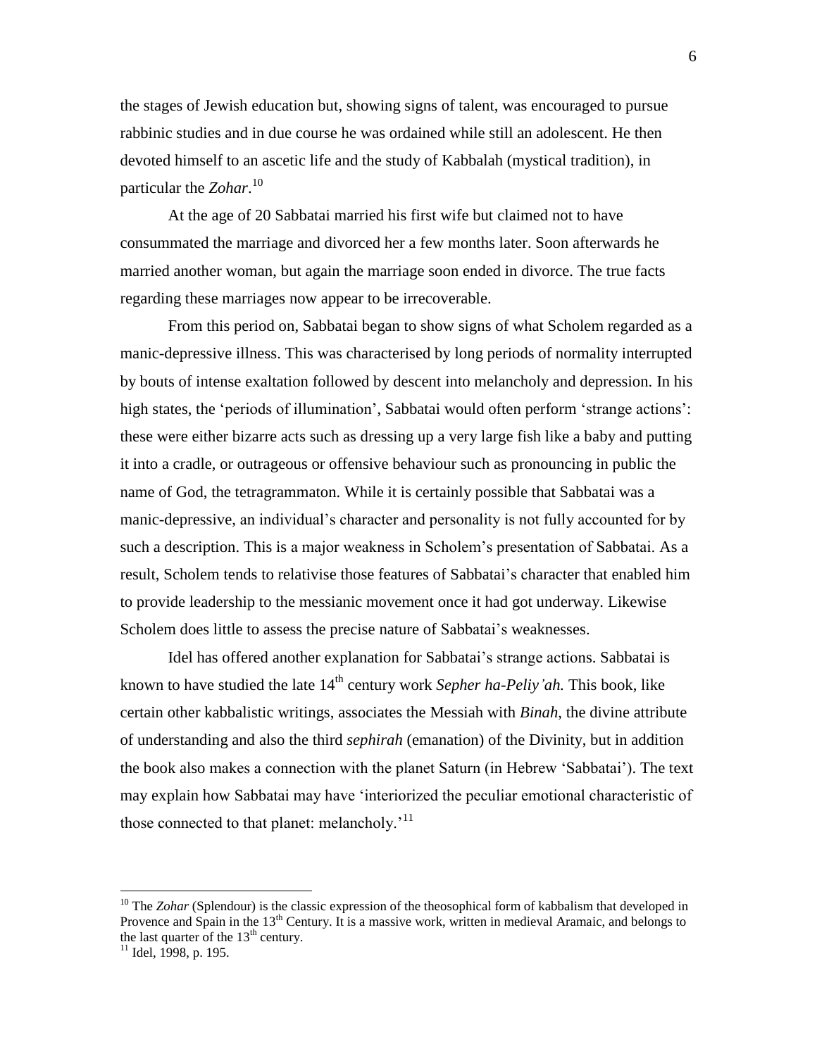the stages of Jewish education but, showing signs of talent, was encouraged to pursue rabbinic studies and in due course he was ordained while still an adolescent. He then devoted himself to an ascetic life and the study of Kabbalah (mystical tradition), in particular the *Zohar*.[10]

At the age of 20 Sabbatai married his first wife but claimed not to have consummated the marriage and divorced her a few months later. Soon afterwards he married another woman, but again the marriage soon ended in divorce. The true facts regarding these marriages now appear to be irrecoverable.

From this period on, Sabbatai began to show signs of what Scholem regarded as a manic-depressive illness. This was characterised by long periods of normality interrupted by bouts of intense exaltation followed by descent into melancholy and depression. In his high states, the 'periods of illumination', Sabbatai would often perform 'strange actions': these were either bizarre acts such as dressing up a very large fish like a baby and putting it into a cradle, or outrageous or offensive behaviour such as pronouncing in public the name of God, the tetragrammaton. While it is certainly possible that Sabbatai was a manic-depressive, an individual's character and personality is not fully accounted for by such a description. This is a major weakness in Scholem's presentation of Sabbatai. As a result, Scholem tends to relativise those features of Sabbatai's character that enabled him to provide leadership to the messianic movement once it had got underway. Likewise Scholem does little to assess the precise nature of Sabbatai's weaknesses.

Idel has offered another explanation for Sabbatai's strange actions. Sabbatai is known to have studied the late 14th century work *Sepher ha-Peliy'ah.* This book, like certain other kabbalistic writings, associates the Messiah with *Binah*, the divine attribute of understanding and also the third *sephirah* (emanation) of the Divinity, but in addition the book also makes a connection with the planet Saturn (in Hebrew 'Sabbatai'). The text may explain how Sabbatai may have 'interiorized the peculiar emotional characteristic of those connected to that planet: melancholy.'[11]

---

[10] The *Zohar* (Splendour) is the classic expression of the theosophical form of kabbalism that developed in Provence and Spain in the 13th Century. It is a massive work, written in medieval Aramaic, and belongs to the last quarter of the 13th century.

[11] Idel, 1998, p. 195.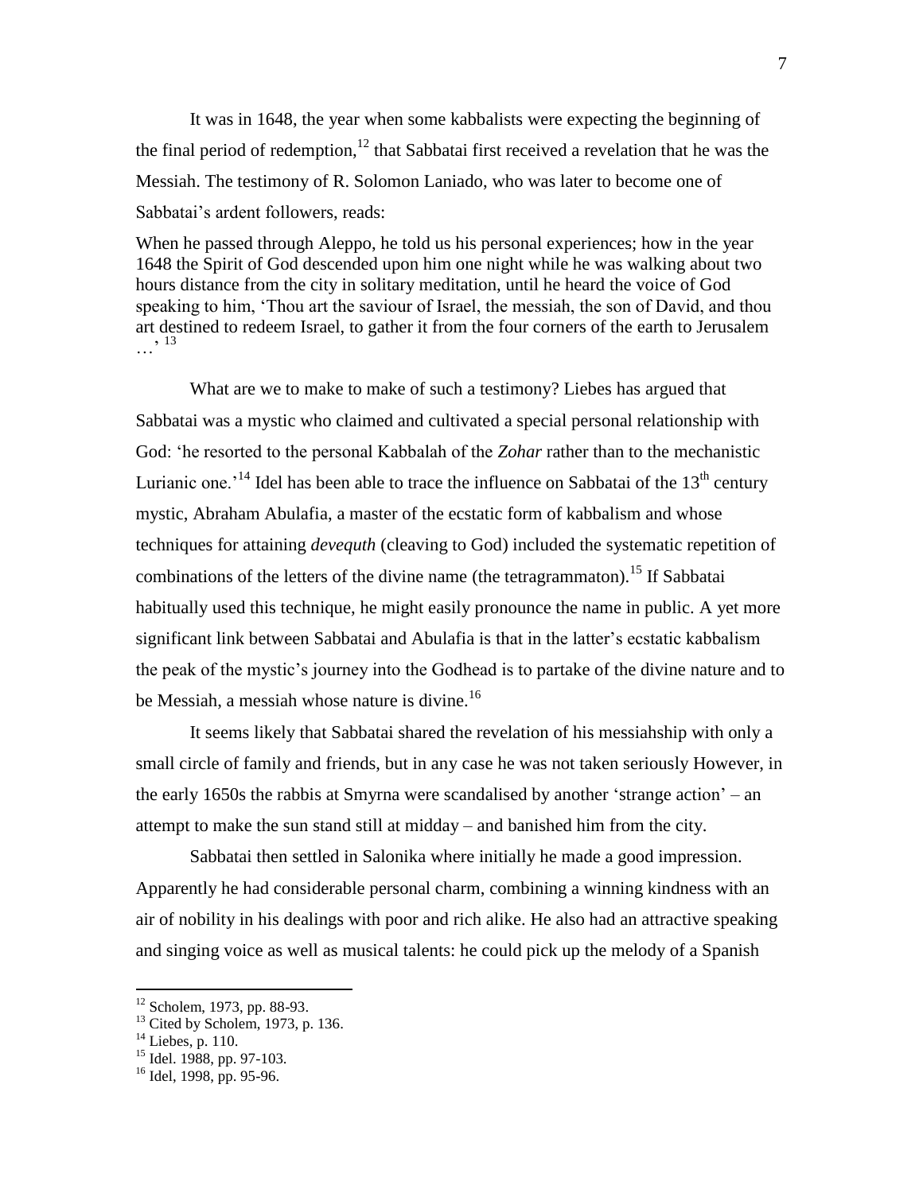It was in 1648, the year when some kabbalists were expecting the beginning of the final period of redemption,[12] that Sabbatai first received a revelation that he was the Messiah. The testimony of R. Solomon Laniado, who was later to become one of Sabbatai's ardent followers, reads:

When he passed through Aleppo, he told us his personal experiences; how in the year 1648 the Spirit of God descended upon him one night while he was walking about two hours distance from the city in solitary meditation, until he heard the voice of God speaking to him, 'Thou art the saviour of Israel, the messiah, the son of David, and thou art destined to redeem Israel, to gather it from the four corners of the earth to Jerusalem …'[13]

What are we to make to make of such a testimony? Liebes has argued that Sabbatai was a mystic who claimed and cultivated a special personal relationship with God: 'he resorted to the personal Kabbalah of the *Zohar* rather than to the mechanistic Lurianic one.'[14] Idel has been able to trace the influence on Sabbatai of the 13th century mystic, Abraham Abulafia, a master of the ecstatic form of kabbalism and whose techniques for attaining *devequth* (cleaving to God) included the systematic repetition of combinations of the letters of the divine name (the tetragrammaton).[15] If Sabbatai habitually used this technique, he might easily pronounce the name in public. A yet more significant link between Sabbatai and Abulafia is that in the latter's ecstatic kabbalism the peak of the mystic's journey into the Godhead is to partake of the divine nature and to be Messiah, a messiah whose nature is divine.[16]

It seems likely that Sabbatai shared the revelation of his messiahship with only a small circle of family and friends, but in any case he was not taken seriously However, in the early 1650s the rabbis at Smyrna were scandalised by another 'strange action' – an attempt to make the sun stand still at midday – and banished him from the city.

Sabbatai then settled in Salonika where initially he made a good impression. Apparently he had considerable personal charm, combining a winning kindness with an air of nobility in his dealings with poor and rich alike. He also had an attractive speaking and singing voice as well as musical talents: he could pick up the melody of a Spanish

---

[12] Scholem, 1973, pp. 88-93.

[13] Cited by Scholem, 1973, p. 136.

[14] Liebes, p. 110.

[15] Idel. 1988, pp. 97-103.

[16] Idel, 1998, pp. 95-96.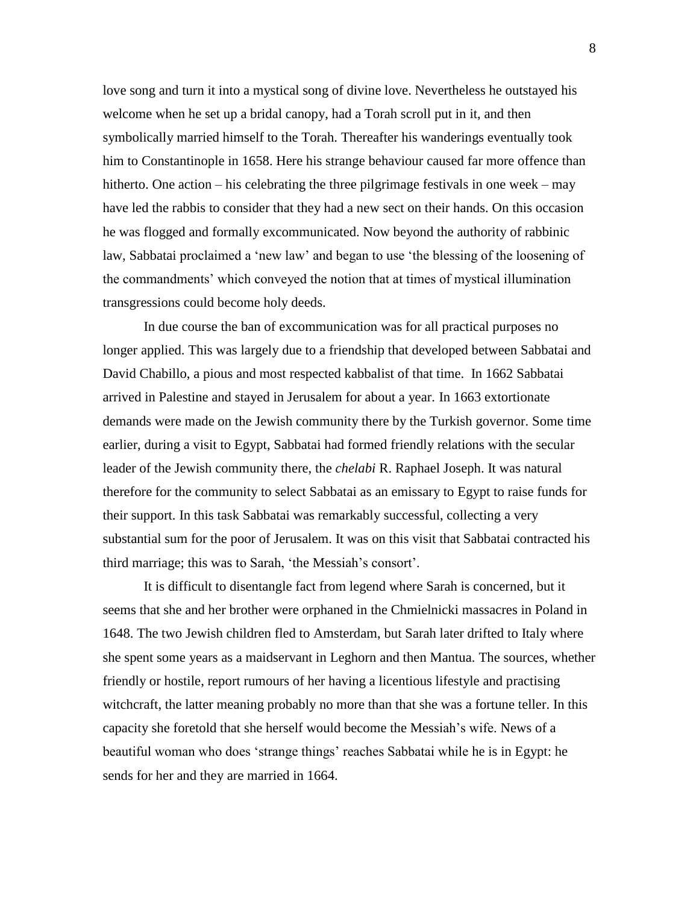love song and turn it into a mystical song of divine love. Nevertheless he outstayed his welcome when he set up a bridal canopy, had a Torah scroll put in it, and then symbolically married himself to the Torah. Thereafter his wanderings eventually took him to Constantinople in 1658. Here his strange behaviour caused far more offence than hitherto. One action – his celebrating the three pilgrimage festivals in one week – may have led the rabbis to consider that they had a new sect on their hands. On this occasion he was flogged and formally excommunicated. Now beyond the authority of rabbinic law, Sabbatai proclaimed a 'new law' and began to use 'the blessing of the loosening of the commandments' which conveyed the notion that at times of mystical illumination transgressions could become holy deeds.

In due course the ban of excommunication was for all practical purposes no longer applied. This was largely due to a friendship that developed between Sabbatai and David Chabillo, a pious and most respected kabbalist of that time. In 1662 Sabbatai arrived in Palestine and stayed in Jerusalem for about a year. In 1663 extortionate demands were made on the Jewish community there by the Turkish governor. Some time earlier, during a visit to Egypt, Sabbatai had formed friendly relations with the secular leader of the Jewish community there, the *chelabi* R. Raphael Joseph. It was natural therefore for the community to select Sabbatai as an emissary to Egypt to raise funds for their support. In this task Sabbatai was remarkably successful, collecting a very substantial sum for the poor of Jerusalem. It was on this visit that Sabbatai contracted his third marriage; this was to Sarah, 'the Messiah's consort'.

It is difficult to disentangle fact from legend where Sarah is concerned, but it seems that she and her brother were orphaned in the Chmielnicki massacres in Poland in 1648. The two Jewish children fled to Amsterdam, but Sarah later drifted to Italy where she spent some years as a maidservant in Leghorn and then Mantua. The sources, whether friendly or hostile, report rumours of her having a licentious lifestyle and practising witchcraft, the latter meaning probably no more than that she was a fortune teller. In this capacity she foretold that she herself would become the Messiah's wife. News of a beautiful woman who does 'strange things' reaches Sabbatai while he is in Egypt: he sends for her and they are married in 1664.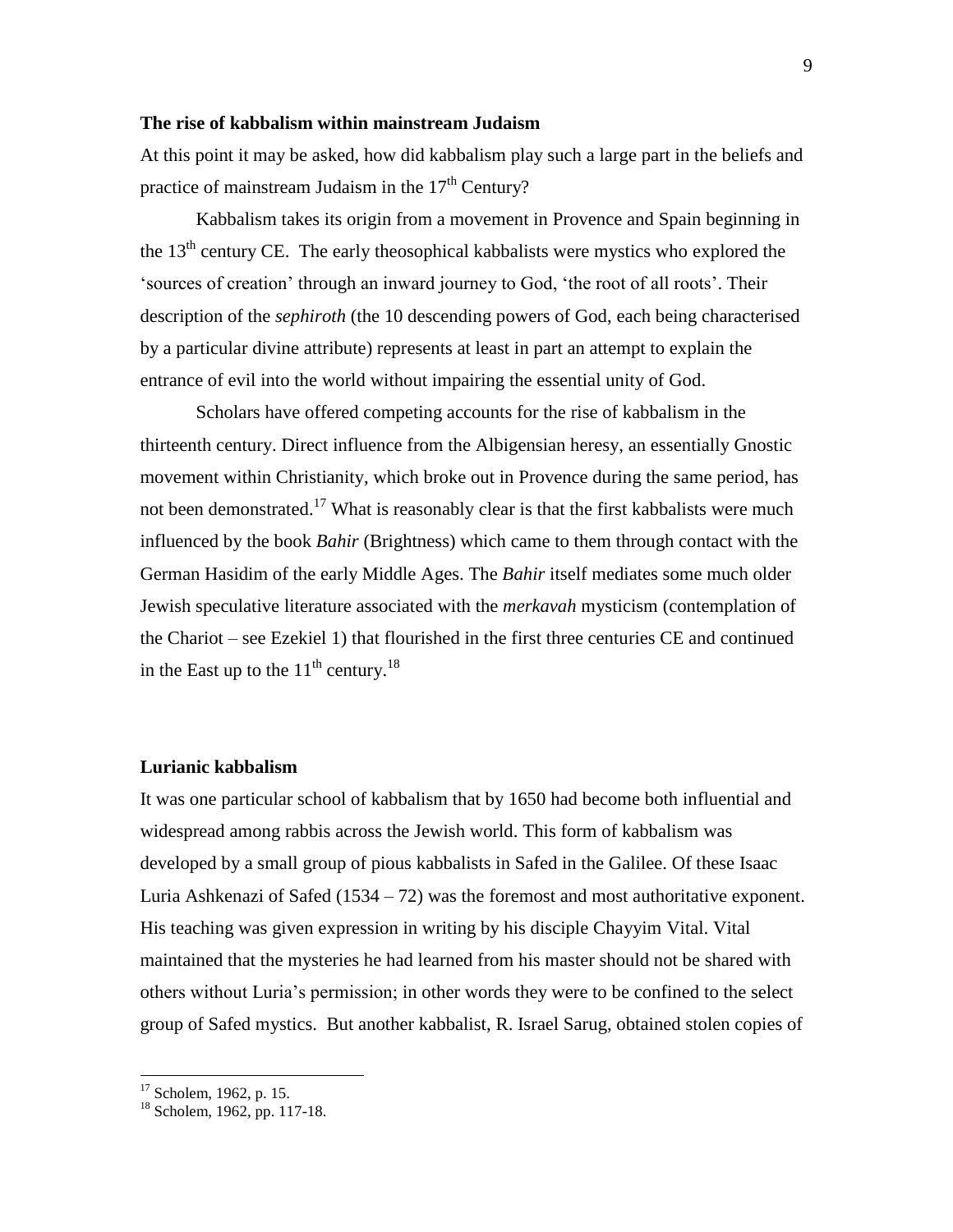**The rise of kabbalism within mainstream Judaism**

At this point it may be asked, how did kabbalism play such a large part in the beliefs and practice of mainstream Judaism in the 17th Century?

Kabbalism takes its origin from a movement in Provence and Spain beginning in the 13th century CE. The early theosophical kabbalists were mystics who explored the 'sources of creation' through an inward journey to God, 'the root of all roots'. Their description of the *sephiroth* (the 10 descending powers of God, each being characterised by a particular divine attribute) represents at least in part an attempt to explain the entrance of evil into the world without impairing the essential unity of God.

Scholars have offered competing accounts for the rise of kabbalism in the thirteenth century. Direct influence from the Albigensian heresy, an essentially Gnostic movement within Christianity, which broke out in Provence during the same period, has not been demonstrated.[17] What is reasonably clear is that the first kabbalists were much influenced by the book *Bahir* (Brightness) which came to them through contact with the German Hasidim of the early Middle Ages. The *Bahir* itself mediates some much older Jewish speculative literature associated with the *merkavah* mysticism (contemplation of the Chariot – see Ezekiel 1) that flourished in the first three centuries CE and continued in the East up to the 11th century.[18]

**Lurianic kabbalism**

It was one particular school of kabbalism that by 1650 had become both influential and widespread among rabbis across the Jewish world. This form of kabbalism was developed by a small group of pious kabbalists in Safed in the Galilee. Of these Isaac Luria Ashkenazi of Safed (1534 – 72) was the foremost and most authoritative exponent. His teaching was given expression in writing by his disciple Chayyim Vital. Vital maintained that the mysteries he had learned from his master should not be shared with others without Luria's permission; in other words they were to be confined to the select group of Safed mystics. But another kabbalist, R. Israel Sarug, obtained stolen copies of

---

[17] Scholem, 1962, p. 15.

[18] Scholem, 1962, pp. 117-18.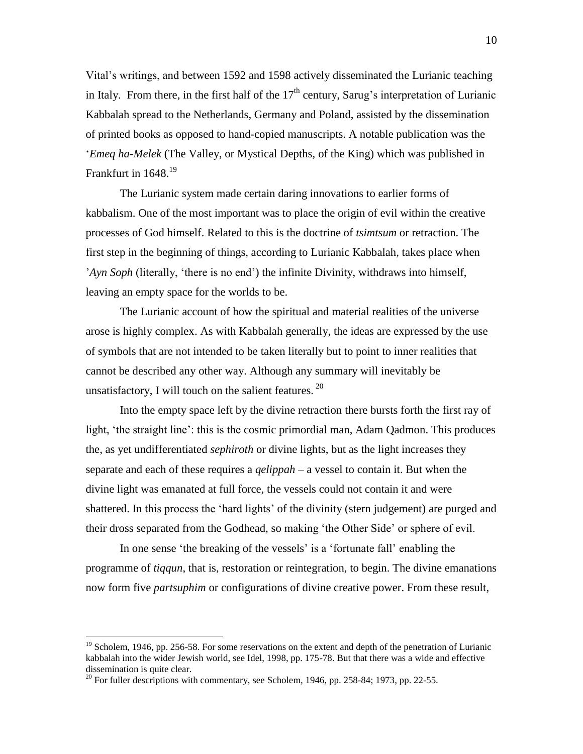Vital's writings, and between 1592 and 1598 actively disseminated the Lurianic teaching in Italy. From there, in the first half of the $17^{th}$ century, Sarug's interpretation of Lurianic Kabbalah spread to the Netherlands, Germany and Poland, assisted by the dissemination of printed books as opposed to hand-copied manuscripts. A notable publication was the '*Emeq ha-Melek* (The Valley, or Mystical Depths, of the King) which was published in Frankfurt in 1648.[19]

The Lurianic system made certain daring innovations to earlier forms of kabbalism. One of the most important was to place the origin of evil within the creative processes of God himself. Related to this is the doctrine of *tsimtsum* or retraction. The first step in the beginning of things, according to Lurianic Kabbalah, takes place when '*Ayn Soph* (literally, 'there is no end') the infinite Divinity, withdraws into himself, leaving an empty space for the worlds to be.

The Lurianic account of how the spiritual and material realities of the universe arose is highly complex. As with Kabbalah generally, the ideas are expressed by the use of symbols that are not intended to be taken literally but to point to inner realities that cannot be described any other way. Although any summary will inevitably be unsatisfactory, I will touch on the salient features.[20]

Into the empty space left by the divine retraction there bursts forth the first ray of light, 'the straight line': this is the cosmic primordial man, Adam Qadmon. This produces the, as yet undifferentiated *sephiroth* or divine lights, but as the light increases they separate and each of these requires a *qelippah* – a vessel to contain it. But when the divine light was emanated at full force, the vessels could not contain it and were shattered. In this process the 'hard lights' of the divinity (stern judgement) are purged and their dross separated from the Godhead, so making 'the Other Side' or sphere of evil.

In one sense 'the breaking of the vessels' is a 'fortunate fall' enabling the programme of *tiqqun*, that is, restoration or reintegration, to begin. The divine emanations now form five *partsuphim* or configurations of divine creative power. From these result,

---

[19] Scholem, 1946, pp. 256-58. For some reservations on the extent and depth of the penetration of Lurianic kabbalah into the wider Jewish world, see Idel, 1998, pp. 175-78. But that there was a wide and effective dissemination is quite clear.

[20] For fuller descriptions with commentary, see Scholem, 1946, pp. 258-84; 1973, pp. 22-55.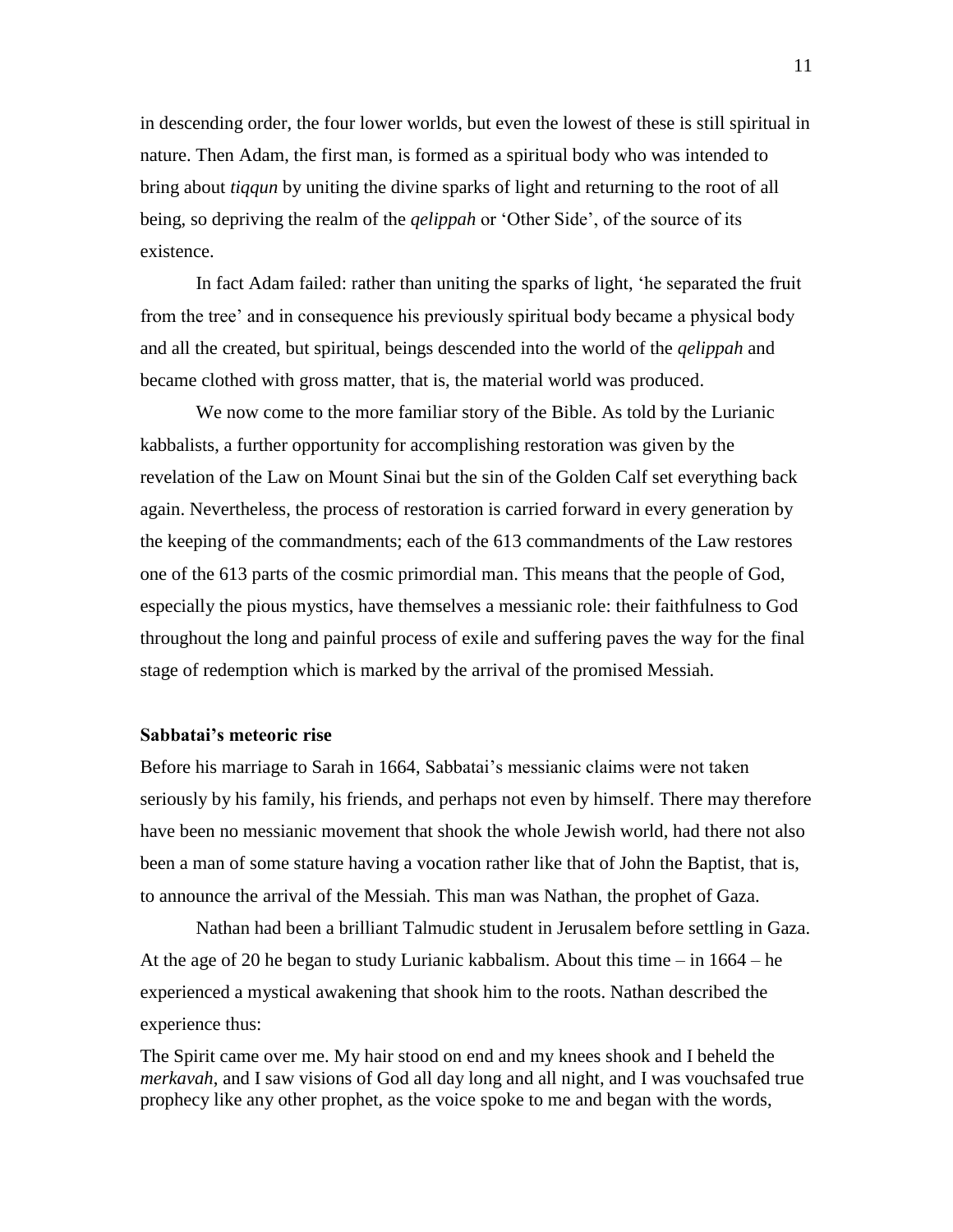in descending order, the four lower worlds, but even the lowest of these is still spiritual in nature. Then Adam, the first man, is formed as a spiritual body who was intended to bring about *tiqqun* by uniting the divine sparks of light and returning to the root of all being, so depriving the realm of the *qelippah* or 'Other Side', of the source of its existence.

In fact Adam failed: rather than uniting the sparks of light, 'he separated the fruit from the tree' and in consequence his previously spiritual body became a physical body and all the created, but spiritual, beings descended into the world of the *qelippah* and became clothed with gross matter, that is, the material world was produced.

We now come to the more familiar story of the Bible. As told by the Lurianic kabbalists, a further opportunity for accomplishing restoration was given by the revelation of the Law on Mount Sinai but the sin of the Golden Calf set everything back again. Nevertheless, the process of restoration is carried forward in every generation by the keeping of the commandments; each of the 613 commandments of the Law restores one of the 613 parts of the cosmic primordial man. This means that the people of God, especially the pious mystics, have themselves a messianic role: their faithfulness to God throughout the long and painful process of exile and suffering paves the way for the final stage of redemption which is marked by the arrival of the promised Messiah.

### Sabbatai's meteoric rise

Before his marriage to Sarah in 1664, Sabbatai's messianic claims were not taken seriously by his family, his friends, and perhaps not even by himself. There may therefore have been no messianic movement that shook the whole Jewish world, had there not also been a man of some stature having a vocation rather like that of John the Baptist, that is, to announce the arrival of the Messiah. This man was Nathan, the prophet of Gaza.

Nathan had been a brilliant Talmudic student in Jerusalem before settling in Gaza. At the age of 20 he began to study Lurianic kabbalism. About this time – in 1664 – he experienced a mystical awakening that shook him to the roots. Nathan described the experience thus:

> The Spirit came over me. My hair stood on end and my knees shook and I beheld the *merkavah*, and I saw visions of God all day long and all night, and I was vouchsafed true prophecy like any other prophet, as the voice spoke to me and began with the words,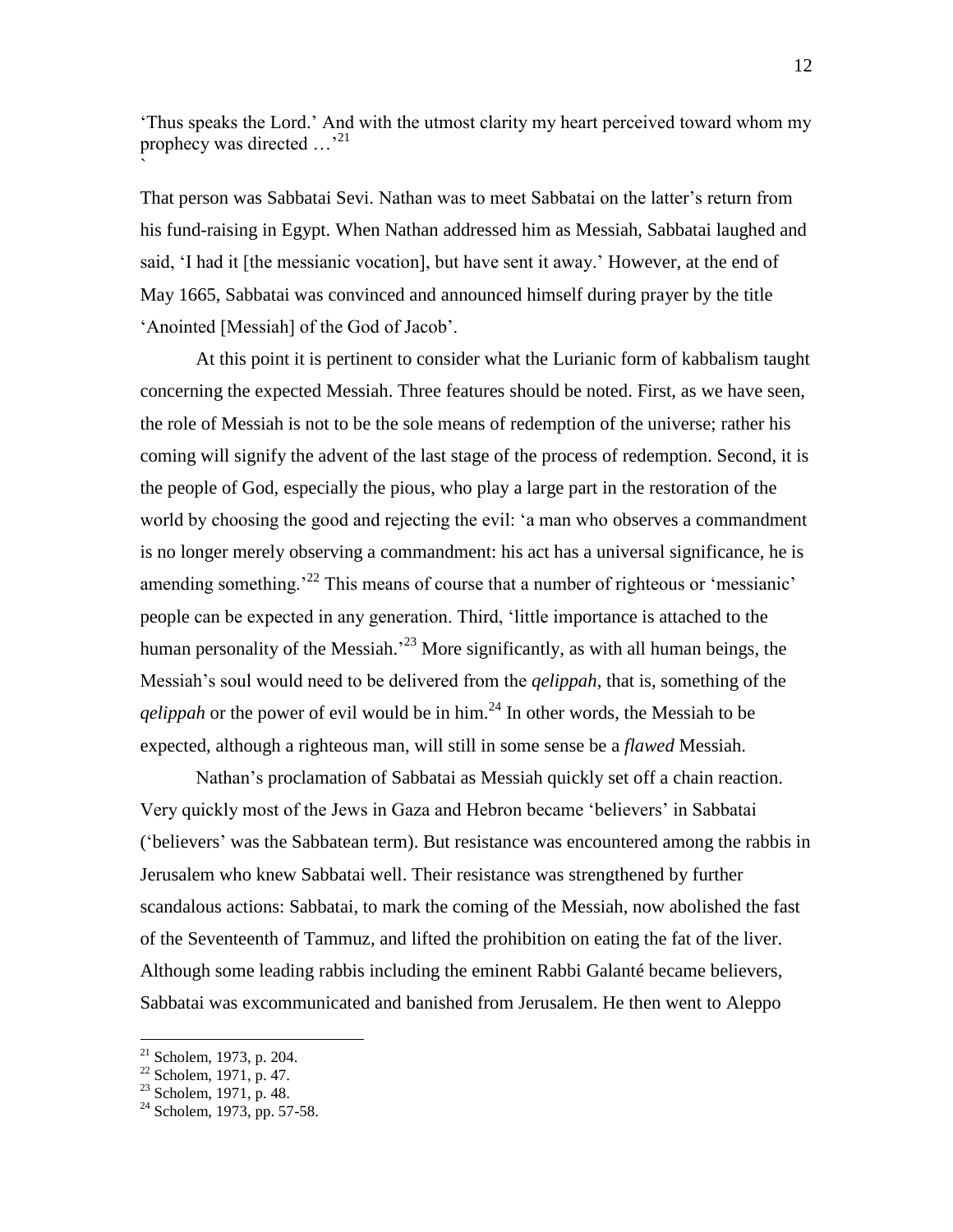'Thus speaks the Lord.' And with the utmost clarity my heart perceived toward whom my prophecy was directed …'[21]

That person was Sabbatai Sevi. Nathan was to meet Sabbatai on the latter's return from his fund-raising in Egypt. When Nathan addressed him as Messiah, Sabbatai laughed and said, 'I had it [the messianic vocation], but have sent it away.' However, at the end of May 1665, Sabbatai was convinced and announced himself during prayer by the title 'Anointed [Messiah] of the God of Jacob'.

At this point it is pertinent to consider what the Lurianic form of kabbalism taught concerning the expected Messiah. Three features should be noted. First, as we have seen, the role of Messiah is not to be the sole means of redemption of the universe; rather his coming will signify the advent of the last stage of the process of redemption. Second, it is the people of God, especially the pious, who play a large part in the restoration of the world by choosing the good and rejecting the evil: 'a man who observes a commandment is no longer merely observing a commandment: his act has a universal significance, he is amending something.'[22] This means of course that a number of righteous or 'messianic' people can be expected in any generation. Third, 'little importance is attached to the human personality of the Messiah.'[23] More significantly, as with all human beings, the Messiah's soul would need to be delivered from the *qelippah*, that is, something of the *qelippah* or the power of evil would be in him.[24] In other words, the Messiah to be expected, although a righteous man, will still in some sense be a *flawed* Messiah.

Nathan's proclamation of Sabbatai as Messiah quickly set off a chain reaction. Very quickly most of the Jews in Gaza and Hebron became 'believers' in Sabbatai ('believers' was the Sabbatean term). But resistance was encountered among the rabbis in Jerusalem who knew Sabbatai well. Their resistance was strengthened by further scandalous actions: Sabbatai, to mark the coming of the Messiah, now abolished the fast of the Seventeenth of Tammuz, and lifted the prohibition on eating the fat of the liver. Although some leading rabbis including the eminent Rabbi Galanté became believers, Sabbatai was excommunicated and banished from Jerusalem. He then went to Aleppo

---

[21] Scholem, 1973, p. 204.

[22] Scholem, 1971, p. 47.

[23] Scholem, 1971, p. 48.

[24] Scholem, 1973, pp. 57-58.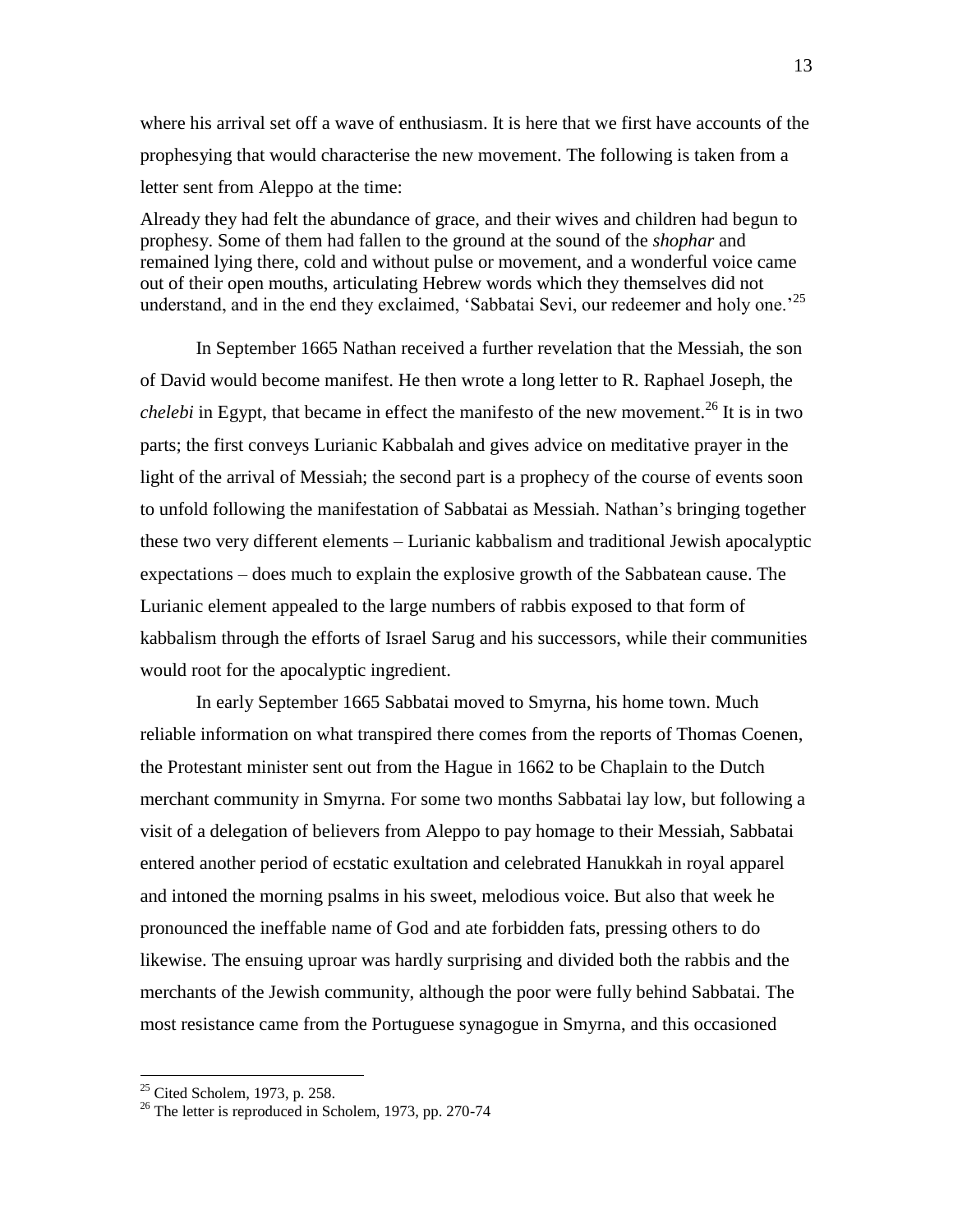where his arrival set off a wave of enthusiasm. It is here that we first have accounts of the prophesying that would characterise the new movement. The following is taken from a letter sent from Aleppo at the time:

> Already they had felt the abundance of grace, and their wives and children had begun to prophesy. Some of them had fallen to the ground at the sound of the *shophar* and remained lying there, cold and without pulse or movement, and a wonderful voice came out of their open mouths, articulating Hebrew words which they themselves did not understand, and in the end they exclaimed, 'Sabbatai Sevi, our redeemer and holy one.'[25]

In September 1665 Nathan received a further revelation that the Messiah, the son of David would become manifest. He then wrote a long letter to R. Raphael Joseph, the *chelebi* in Egypt, that became in effect the manifesto of the new movement.[26] It is in two parts; the first conveys Lurianic Kabbalah and gives advice on meditative prayer in the light of the arrival of Messiah; the second part is a prophecy of the course of events soon to unfold following the manifestation of Sabbatai as Messiah. Nathan's bringing together these two very different elements – Lurianic kabbalism and traditional Jewish apocalyptic expectations – does much to explain the explosive growth of the Sabbatean cause. The Lurianic element appealed to the large numbers of rabbis exposed to that form of kabbalism through the efforts of Israel Sarug and his successors, while their communities would root for the apocalyptic ingredient.

In early September 1665 Sabbatai moved to Smyrna, his home town. Much reliable information on what transpired there comes from the reports of Thomas Coenen, the Protestant minister sent out from the Hague in 1662 to be Chaplain to the Dutch merchant community in Smyrna. For some two months Sabbatai lay low, but following a visit of a delegation of believers from Aleppo to pay homage to their Messiah, Sabbatai entered another period of ecstatic exultation and celebrated Hanukkah in royal apparel and intoned the morning psalms in his sweet, melodious voice. But also that week he pronounced the ineffable name of God and ate forbidden fats, pressing others to do likewise. The ensuing uproar was hardly surprising and divided both the rabbis and the merchants of the Jewish community, although the poor were fully behind Sabbatai. The most resistance came from the Portuguese synagogue in Smyrna, and this occasioned

---

[25] Cited Scholem, 1973, p. 258.

[26] The letter is reproduced in Scholem, 1973, pp. 270-74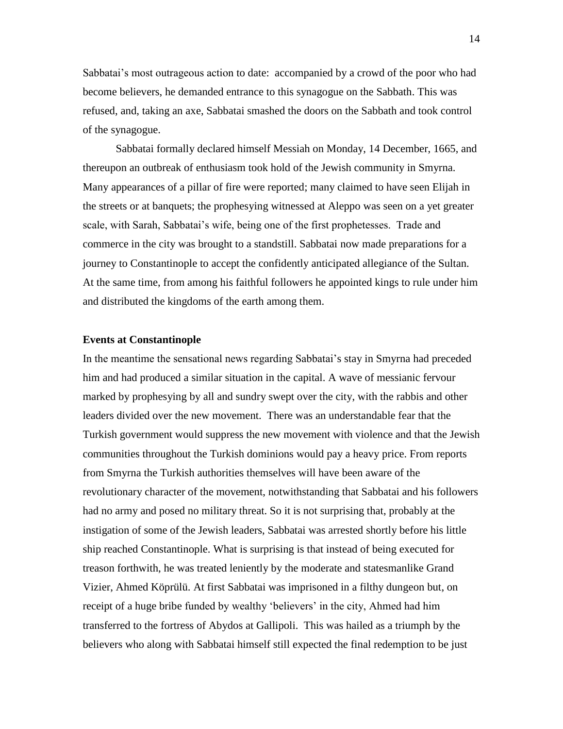Sabbatai's most outrageous action to date: accompanied by a crowd of the poor who had become believers, he demanded entrance to this synagogue on the Sabbath. This was refused, and, taking an axe, Sabbatai smashed the doors on the Sabbath and took control of the synagogue.

Sabbatai formally declared himself Messiah on Monday, 14 December, 1665, and thereupon an outbreak of enthusiasm took hold of the Jewish community in Smyrna. Many appearances of a pillar of fire were reported; many claimed to have seen Elijah in the streets or at banquets; the prophesying witnessed at Aleppo was seen on a yet greater scale, with Sarah, Sabbatai's wife, being one of the first prophetesses. Trade and commerce in the city was brought to a standstill. Sabbatai now made preparations for a journey to Constantinople to accept the confidently anticipated allegiance of the Sultan. At the same time, from among his faithful followers he appointed kings to rule under him and distributed the kingdoms of the earth among them.

**Events at Constantinople**

In the meantime the sensational news regarding Sabbatai's stay in Smyrna had preceded him and had produced a similar situation in the capital. A wave of messianic fervour marked by prophesying by all and sundry swept over the city, with the rabbis and other leaders divided over the new movement. There was an understandable fear that the Turkish government would suppress the new movement with violence and that the Jewish communities throughout the Turkish dominions would pay a heavy price. From reports from Smyrna the Turkish authorities themselves will have been aware of the revolutionary character of the movement, notwithstanding that Sabbatai and his followers had no army and posed no military threat. So it is not surprising that, probably at the instigation of some of the Jewish leaders, Sabbatai was arrested shortly before his little ship reached Constantinople. What is surprising is that instead of being executed for treason forthwith, he was treated leniently by the moderate and statesmanlike Grand Vizier, Ahmed Köprülü. At first Sabbatai was imprisoned in a filthy dungeon but, on receipt of a huge bribe funded by wealthy 'believers' in the city, Ahmed had him transferred to the fortress of Abydos at Gallipoli. This was hailed as a triumph by the believers who along with Sabbatai himself still expected the final redemption to be just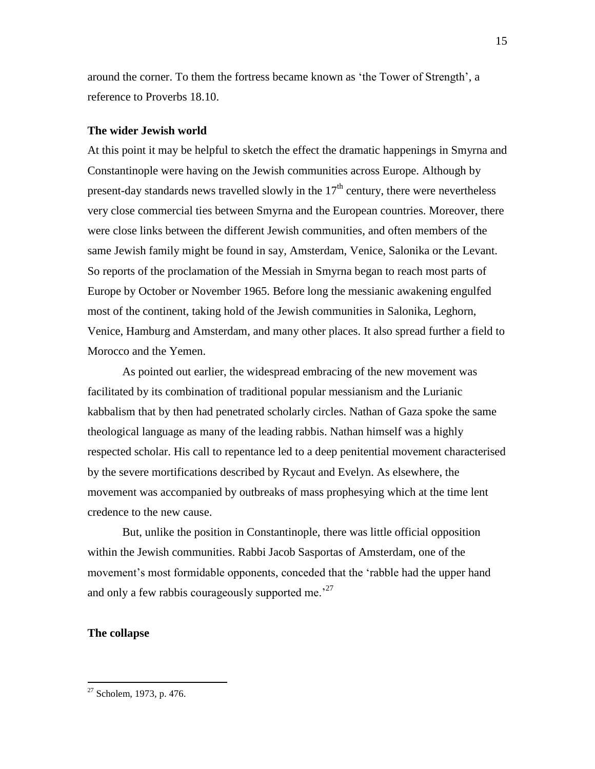around the corner. To them the fortress became known as 'the Tower of Strength', a reference to Proverbs 18.10.

### The wider Jewish world

At this point it may be helpful to sketch the effect the dramatic happenings in Smyrna and Constantinople were having on the Jewish communities across Europe. Although by present-day standards news travelled slowly in the 17th century, there were nevertheless very close commercial ties between Smyrna and the European countries. Moreover, there were close links between the different Jewish communities, and often members of the same Jewish family might be found in say, Amsterdam, Venice, Salonika or the Levant. So reports of the proclamation of the Messiah in Smyrna began to reach most parts of Europe by October or November 1965. Before long the messianic awakening engulfed most of the continent, taking hold of the Jewish communities in Salonika, Leghorn, Venice, Hamburg and Amsterdam, and many other places. It also spread further a field to Morocco and the Yemen.

As pointed out earlier, the widespread embracing of the new movement was facilitated by its combination of traditional popular messianism and the Lurianic kabbalism that by then had penetrated scholarly circles. Nathan of Gaza spoke the same theological language as many of the leading rabbis. Nathan himself was a highly respected scholar. His call to repentance led to a deep penitential movement characterised by the severe mortifications described by Rycaut and Evelyn. As elsewhere, the movement was accompanied by outbreaks of mass prophesying which at the time lent credence to the new cause.

But, unlike the position in Constantinople, there was little official opposition within the Jewish communities. Rabbi Jacob Sasportas of Amsterdam, one of the movement's most formidable opponents, conceded that the 'rabble had the upper hand and only a few rabbis courageously supported me.'[27]

### The collapse

---

[27] Scholem, 1973, p. 476.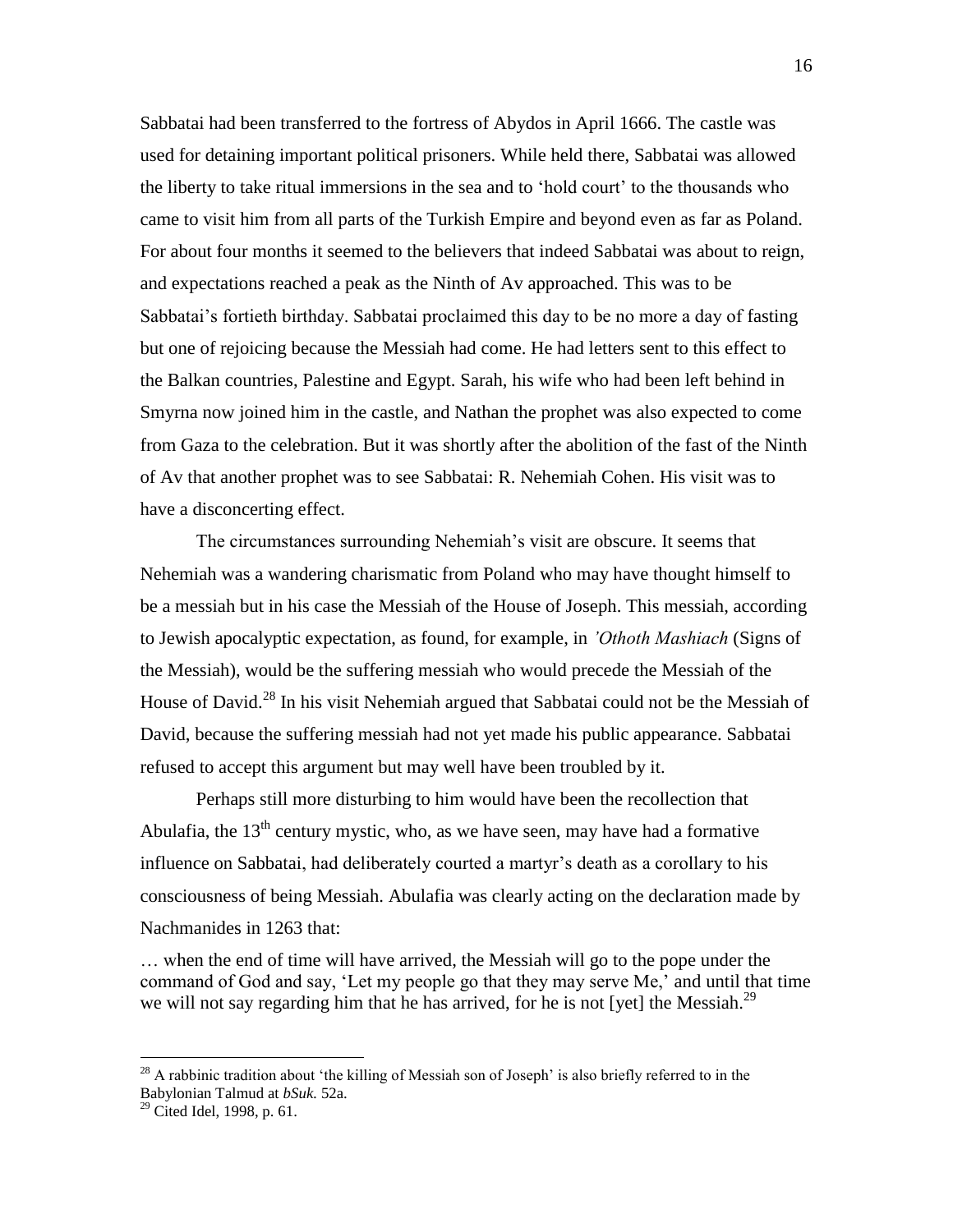Sabbatai had been transferred to the fortress of Abydos in April 1666. The castle was used for detaining important political prisoners. While held there, Sabbatai was allowed the liberty to take ritual immersions in the sea and to 'hold court' to the thousands who came to visit him from all parts of the Turkish Empire and beyond even as far as Poland. For about four months it seemed to the believers that indeed Sabbatai was about to reign, and expectations reached a peak as the Ninth of Av approached. This was to be Sabbatai's fortieth birthday. Sabbatai proclaimed this day to be no more a day of fasting but one of rejoicing because the Messiah had come. He had letters sent to this effect to the Balkan countries, Palestine and Egypt. Sarah, his wife who had been left behind in Smyrna now joined him in the castle, and Nathan the prophet was also expected to come from Gaza to the celebration. But it was shortly after the abolition of the fast of the Ninth of Av that another prophet was to see Sabbatai: R. Nehemiah Cohen. His visit was to have a disconcerting effect.

The circumstances surrounding Nehemiah's visit are obscure. It seems that Nehemiah was a wandering charismatic from Poland who may have thought himself to be a messiah but in his case the Messiah of the House of Joseph. This messiah, according to Jewish apocalyptic expectation, as found, for example, in *'Othoth Mashiach* (Signs of the Messiah), would be the suffering messiah who would precede the Messiah of the House of David.[28] In his visit Nehemiah argued that Sabbatai could not be the Messiah of David, because the suffering messiah had not yet made his public appearance. Sabbatai refused to accept this argument but may well have been troubled by it.

Perhaps still more disturbing to him would have been the recollection that Abulafia, the 13th century mystic, who, as we have seen, may have had a formative influence on Sabbatai, had deliberately courted a martyr's death as a corollary to his consciousness of being Messiah. Abulafia was clearly acting on the declaration made by Nachmanides in 1263 that:

> … when the end of time will have arrived, the Messiah will go to the pope under the command of God and say, 'Let my people go that they may serve Me,' and until that time we will not say regarding him that he has arrived, for he is not [yet] the Messiah.[29]

---

[28] A rabbinic tradition about 'the killing of Messiah son of Joseph' is also briefly referred to in the Babylonian Talmud at *bSuk.* 52a.

[29] Cited Idel, 1998, p. 61.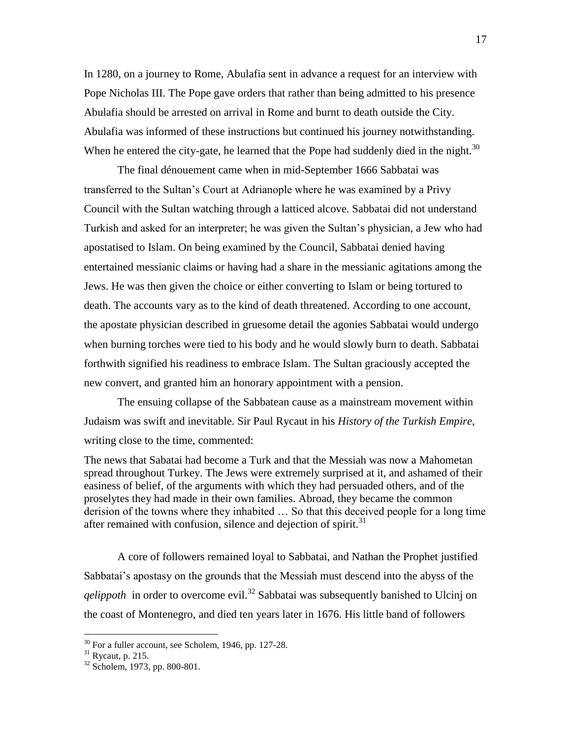In 1280, on a journey to Rome, Abulafia sent in advance a request for an interview with Pope Nicholas III. The Pope gave orders that rather than being admitted to his presence Abulafia should be arrested on arrival in Rome and burnt to death outside the City. Abulafia was informed of these instructions but continued his journey notwithstanding. When he entered the city-gate, he learned that the Pope had suddenly died in the night.[30]

The final dénouement came when in mid-September 1666 Sabbatai was transferred to the Sultan's Court at Adrianople where he was examined by a Privy Council with the Sultan watching through a latticed alcove. Sabbatai did not understand Turkish and asked for an interpreter; he was given the Sultan's physician, a Jew who had apostatised to Islam. On being examined by the Council, Sabbatai denied having entertained messianic claims or having had a share in the messianic agitations among the Jews. He was then given the choice or either converting to Islam or being tortured to death. The accounts vary as to the kind of death threatened. According to one account, the apostate physician described in gruesome detail the agonies Sabbatai would undergo when burning torches were tied to his body and he would slowly burn to death. Sabbatai forthwith signified his readiness to embrace Islam. The Sultan graciously accepted the new convert, and granted him an honorary appointment with a pension.

The ensuing collapse of the Sabbatean cause as a mainstream movement within Judaism was swift and inevitable. Sir Paul Rycaut in his *History of the Turkish Empire*, writing close to the time, commented:

> The news that Sabatai had become a Turk and that the Messiah was now a Mahometan spread throughout Turkey. The Jews were extremely surprised at it, and ashamed of their easiness of belief, of the arguments with which they had persuaded others, and of the proselytes they had made in their own families. Abroad, they became the common derision of the towns where they inhabited … So that this deceived people for a long time after remained with confusion, silence and dejection of spirit.[31]

A core of followers remained loyal to Sabbatai, and Nathan the Prophet justified Sabbatai's apostasy on the grounds that the Messiah must descend into the abyss of the *qelippoth* in order to overcome evil.[32] Sabbatai was subsequently banished to Ulcinj on the coast of Montenegro, and died ten years later in 1676. His little band of followers

---

[30] For a fuller account, see Scholem, 1946, pp. 127-28.

[31] Rycaut, p. 215.

[32] Scholem, 1973, pp. 800-801.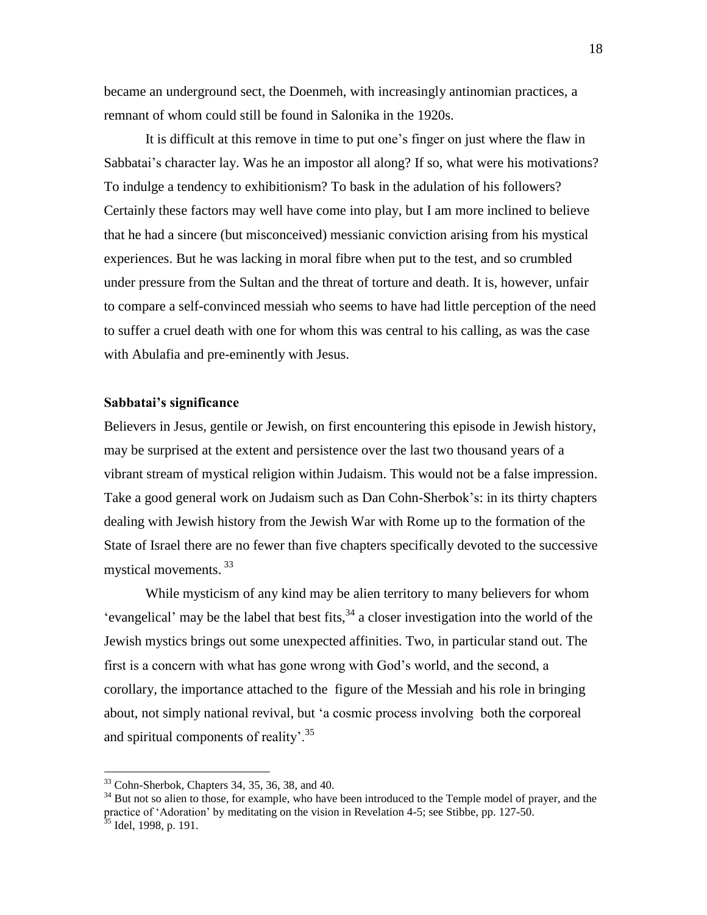became an underground sect, the Doenmeh, with increasingly antinomian practices, a remnant of whom could still be found in Salonika in the 1920s.

It is difficult at this remove in time to put one's finger on just where the flaw in Sabbatai's character lay. Was he an impostor all along? If so, what were his motivations? To indulge a tendency to exhibitionism? To bask in the adulation of his followers? Certainly these factors may well have come into play, but I am more inclined to believe that he had a sincere (but misconceived) messianic conviction arising from his mystical experiences. But he was lacking in moral fibre when put to the test, and so crumbled under pressure from the Sultan and the threat of torture and death. It is, however, unfair to compare a self-convinced messiah who seems to have had little perception of the need to suffer a cruel death with one for whom this was central to his calling, as was the case with Abulafia and pre-eminently with Jesus.

### Sabbatai's significance

Believers in Jesus, gentile or Jewish, on first encountering this episode in Jewish history, may be surprised at the extent and persistence over the last two thousand years of a vibrant stream of mystical religion within Judaism. This would not be a false impression. Take a good general work on Judaism such as Dan Cohn-Sherbok's: in its thirty chapters dealing with Jewish history from the Jewish War with Rome up to the formation of the State of Israel there are no fewer than five chapters specifically devoted to the successive mystical movements.[33]

While mysticism of any kind may be alien territory to many believers for whom 'evangelical' may be the label that best fits,[34] a closer investigation into the world of the Jewish mystics brings out some unexpected affinities. Two, in particular stand out. The first is a concern with what has gone wrong with God's world, and the second, a corollary, the importance attached to the figure of the Messiah and his role in bringing about, not simply national revival, but 'a cosmic process involving both the corporeal and spiritual components of reality'.[35]

---

[33] Cohn-Sherbok, Chapters 34, 35, 36, 38, and 40.

[34] But not so alien to those, for example, who have been introduced to the Temple model of prayer, and the practice of 'Adoration' by meditating on the vision in Revelation 4-5; see Stibbe, pp. 127-50.

[35] Idel, 1998, p. 191.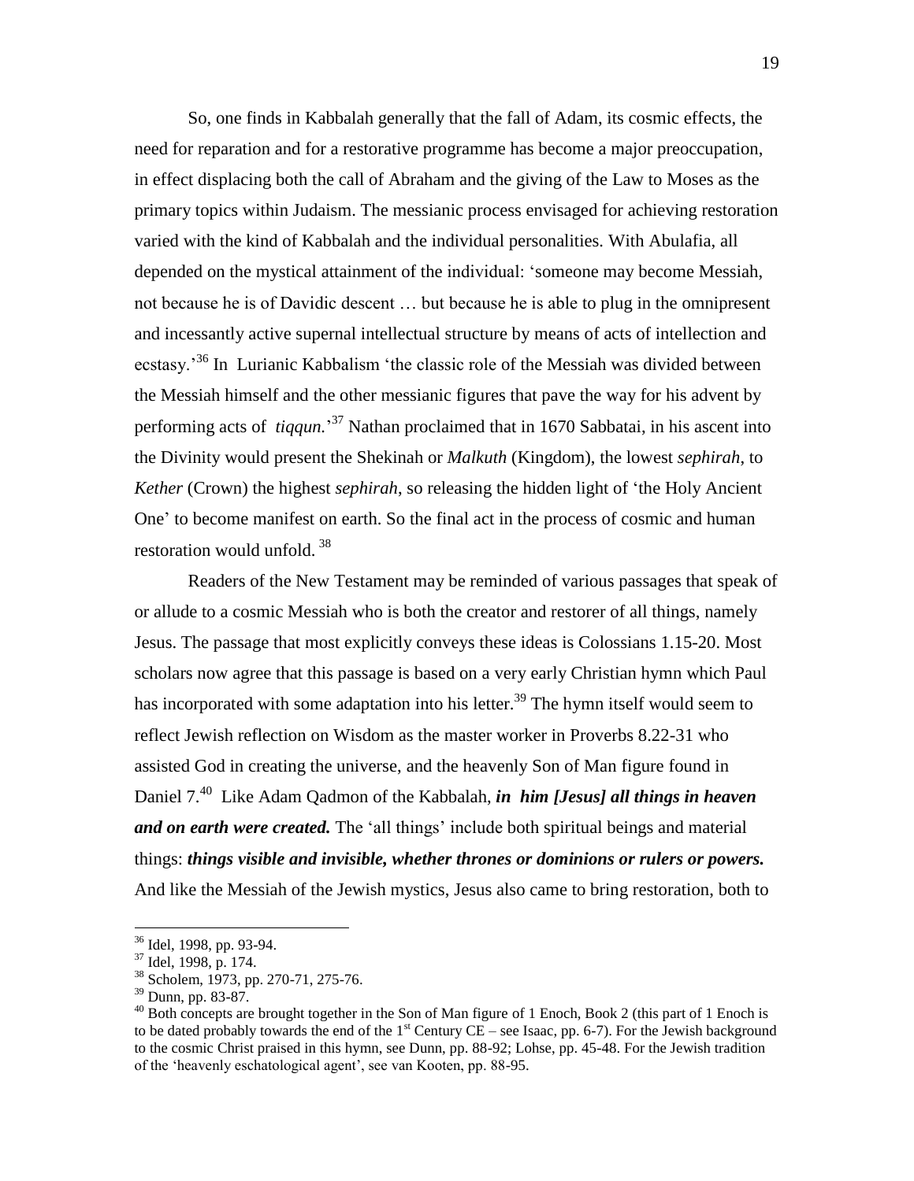So, one finds in Kabbalah generally that the fall of Adam, its cosmic effects, the need for reparation and for a restorative programme has become a major preoccupation, in effect displacing both the call of Abraham and the giving of the Law to Moses as the primary topics within Judaism. The messianic process envisaged for achieving restoration varied with the kind of Kabbalah and the individual personalities. With Abulafia, all depended on the mystical attainment of the individual: 'someone may become Messiah, not because he is of Davidic descent … but because he is able to plug in the omnipresent and incessantly active supernal intellectual structure by means of acts of intellection and ecstasy.'[36] In Lurianic Kabbalism 'the classic role of the Messiah was divided between the Messiah himself and the other messianic figures that pave the way for his advent by performing acts of *tiqqun.*'[37] Nathan proclaimed that in 1670 Sabbatai, in his ascent into the Divinity would present the Shekinah or *Malkuth* (Kingdom), the lowest *sephirah*, to *Kether* (Crown) the highest *sephirah*, so releasing the hidden light of 'the Holy Ancient One' to become manifest on earth. So the final act in the process of cosmic and human restoration would unfold.[38]

Readers of the New Testament may be reminded of various passages that speak of or allude to a cosmic Messiah who is both the creator and restorer of all things, namely Jesus. The passage that most explicitly conveys these ideas is Colossians 1.15-20. Most scholars now agree that this passage is based on a very early Christian hymn which Paul has incorporated with some adaptation into his letter.[39] The hymn itself would seem to reflect Jewish reflection on Wisdom as the master worker in Proverbs 8.22-31 who assisted God in creating the universe, and the heavenly Son of Man figure found in Daniel 7.[40] Like Adam Qadmon of the Kabbalah, ***in him [Jesus] all things in heaven and on earth were created.*** The 'all things' include both spiritual beings and material things: ***things visible and invisible, whether thrones or dominions or rulers or powers.*** And like the Messiah of the Jewish mystics, Jesus also came to bring restoration, both to

---

[36] Idel, 1998, pp. 93-94.

[37] Idel, 1998, p. 174.

[38] Scholem, 1973, pp. 270-71, 275-76.

[39] Dunn, pp. 83-87.

[40] Both concepts are brought together in the Son of Man figure of 1 Enoch, Book 2 (this part of 1 Enoch is to be dated probably towards the end of the 1st Century CE – see Isaac, pp. 6-7). For the Jewish background to the cosmic Christ praised in this hymn, see Dunn, pp. 88-92; Lohse, pp. 45-48. For the Jewish tradition of the 'heavenly eschatological agent', see van Kooten, pp. 88-95.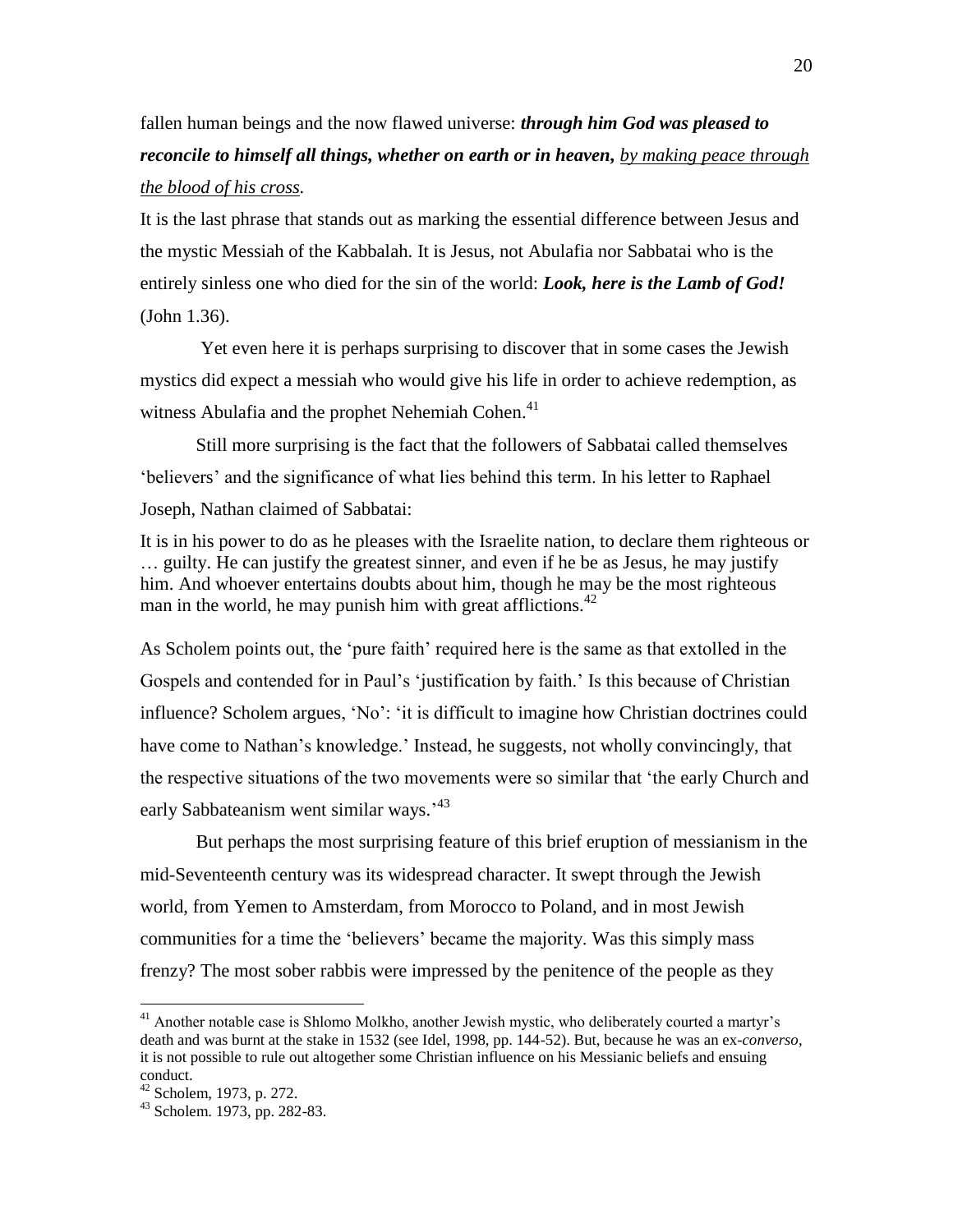fallen human beings and the now flawed universe: ***through him God was pleased to reconcile to himself all things, whether on earth or in heaven,*** ***<u>by making peace through the blood of his cross.</u>***

It is the last phrase that stands out as marking the essential difference between Jesus and the mystic Messiah of the Kabbalah. It is Jesus, not Abulafia nor Sabbatai who is the entirely sinless one who died for the sin of the world: ***Look, here is the Lamb of God!*** (John 1.36).

Yet even here it is perhaps surprising to discover that in some cases the Jewish mystics did expect a messiah who would give his life in order to achieve redemption, as witness Abulafia and the prophet Nehemiah Cohen.[41]

Still more surprising is the fact that the followers of Sabbatai called themselves 'believers' and the significance of what lies behind this term. In his letter to Raphael Joseph, Nathan claimed of Sabbatai:

> It is in his power to do as he pleases with the Israelite nation, to declare them righteous or … guilty. He can justify the greatest sinner, and even if he be as Jesus, he may justify him. And whoever entertains doubts about him, though he may be the most righteous man in the world, he may punish him with great afflictions.[42]

As Scholem points out, the 'pure faith' required here is the same as that extolled in the Gospels and contended for in Paul's 'justification by faith.' Is this because of Christian influence? Scholem argues, 'No': 'it is difficult to imagine how Christian doctrines could have come to Nathan's knowledge.' Instead, he suggests, not wholly convincingly, that the respective situations of the two movements were so similar that 'the early Church and early Sabbateanism went similar ways.'[43]

But perhaps the most surprising feature of this brief eruption of messianism in the mid-Seventeenth century was its widespread character. It swept through the Jewish world, from Yemen to Amsterdam, from Morocco to Poland, and in most Jewish communities for a time the 'believers' became the majority. Was this simply mass frenzy? The most sober rabbis were impressed by the penitence of the people as they

---

[41] Another notable case is Shlomo Molkho, another Jewish mystic, who deliberately courted a martyr's death and was burnt at the stake in 1532 (see Idel, 1998, pp. 144-52). But, because he was an ex-*converso*, it is not possible to rule out altogether some Christian influence on his Messianic beliefs and ensuing conduct.

[42] Scholem, 1973, p. 272.

[43] Scholem. 1973, pp. 282-83.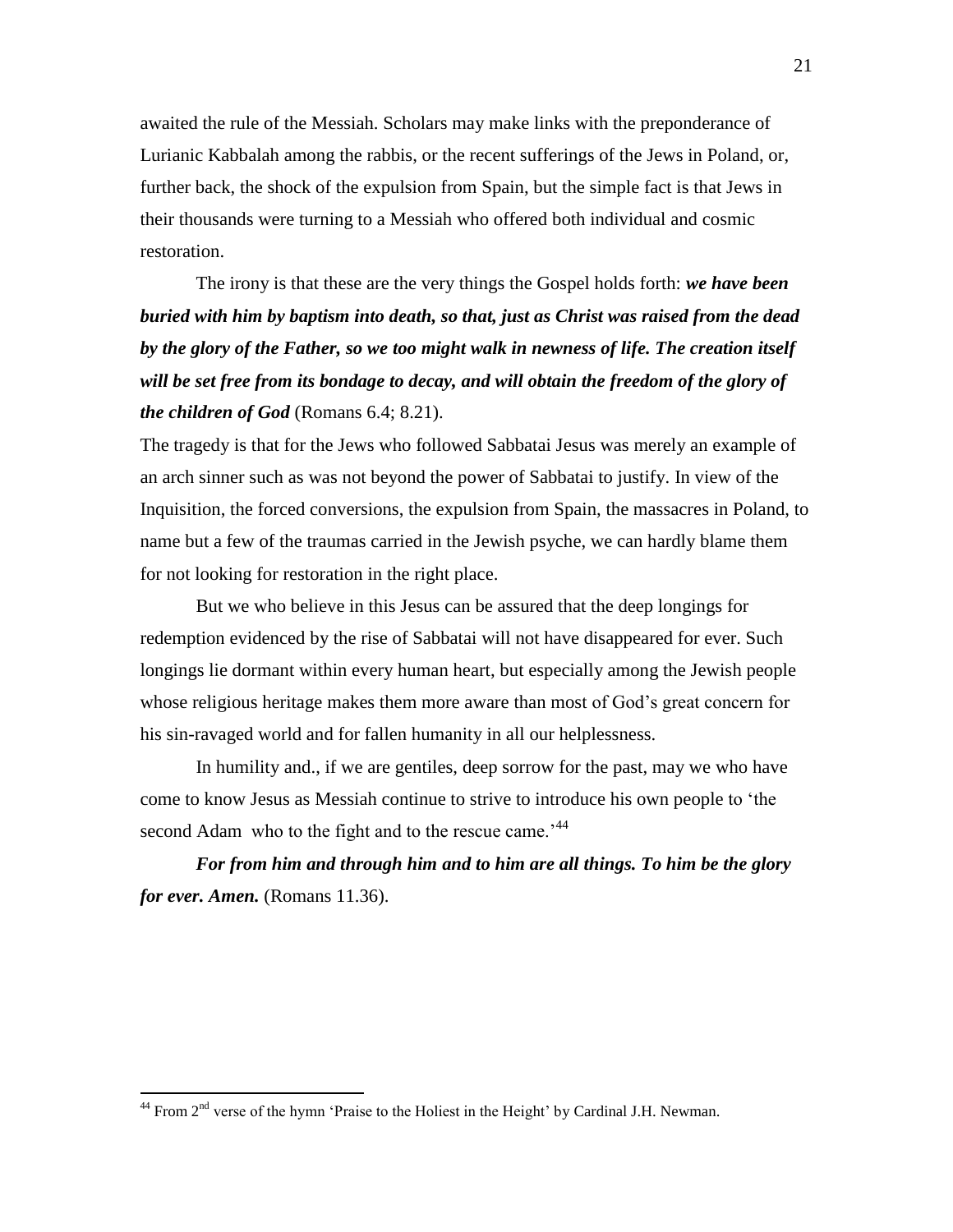awaited the rule of the Messiah. Scholars may make links with the preponderance of Lurianic Kabbalah among the rabbis, or the recent sufferings of the Jews in Poland, or, further back, the shock of the expulsion from Spain, but the simple fact is that Jews in their thousands were turning to a Messiah who offered both individual and cosmic restoration.

The irony is that these are the very things the Gospel holds forth: ***we have been buried with him by baptism into death, so that, just as Christ was raised from the dead by the glory of the Father, so we too might walk in newness of life. The creation itself will be set free from its bondage to decay, and will obtain the freedom of the glory of the children of God*** (Romans 6.4; 8.21).

The tragedy is that for the Jews who followed Sabbatai Jesus was merely an example of an arch sinner such as was not beyond the power of Sabbatai to justify. In view of the Inquisition, the forced conversions, the expulsion from Spain, the massacres in Poland, to name but a few of the traumas carried in the Jewish psyche, we can hardly blame them for not looking for restoration in the right place.

But we who believe in this Jesus can be assured that the deep longings for redemption evidenced by the rise of Sabbatai will not have disappeared for ever. Such longings lie dormant within every human heart, but especially among the Jewish people whose religious heritage makes them more aware than most of God's great concern for his sin-ravaged world and for fallen humanity in all our helplessness.

In humility and., if we are gentiles, deep sorrow for the past, may we who have come to know Jesus as Messiah continue to strive to introduce his own people to 'the second Adam who to the fight and to the rescue came.'[44]

***For from him and through him and to him are all things. To him be the glory for ever. Amen.*** (Romans 11.36).

---

[44] From 2nd verse of the hymn 'Praise to the Holiest in the Height' by Cardinal J.H. Newman.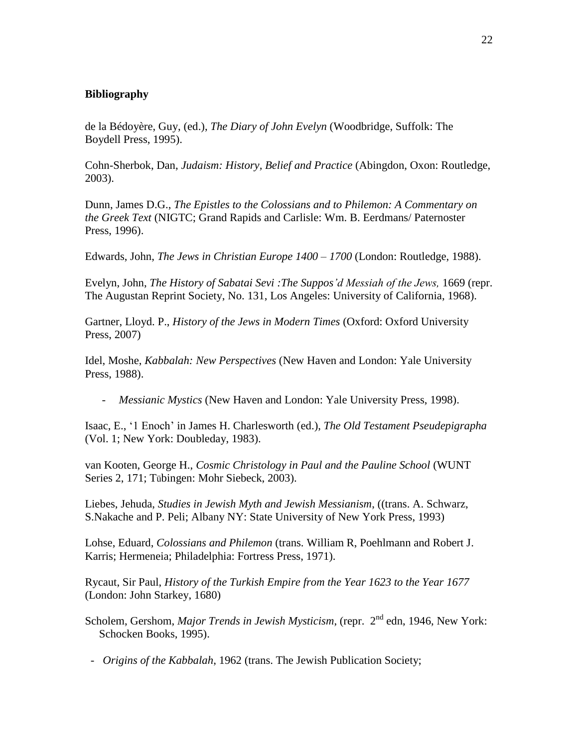**Bibliography**

de la Bédoyère, Guy, (ed.), *The Diary of John Evelyn* (Woodbridge, Suffolk: The Boydell Press, 1995).

Cohn-Sherbok, Dan, *Judaism: History, Belief and Practice* (Abingdon, Oxon: Routledge, 2003).

Dunn, James D.G., *The Epistles to the Colossians and to Philemon: A Commentary on the Greek Text* (NIGTC; Grand Rapids and Carlisle: Wm. B. Eerdmans/ Paternoster Press, 1996).

Edwards, John, *The Jews in Christian Europe 1400 – 1700* (London: Routledge, 1988).

Evelyn, John, *The History of Sabatai Sevi :The Suppos'd Messiah of the Jews,* 1669 (repr. The Augustan Reprint Society, No. 131, Los Angeles: University of California, 1968).

Gartner, Lloyd. P., *History of the Jews in Modern Times* (Oxford: Oxford University Press, 2007)

Idel, Moshe, *Kabbalah: New Perspectives* (New Haven and London: Yale University Press, 1988).

- *Messianic Mystics* (New Haven and London: Yale University Press, 1998).

Isaac, E., '1 Enoch' in James H. Charlesworth (ed.), *The Old Testament Pseudepigrapha* (Vol. 1; New York: Doubleday, 1983).

van Kooten, George H., *Cosmic Christology in Paul and the Pauline School* (WUNT Series 2, 171; Tübingen: Mohr Siebeck, 2003).

Liebes, Jehuda, *Studies in Jewish Myth and Jewish Messianism*, ((trans. A. Schwarz, S.Nakache and P. Peli; Albany NY: State University of New York Press, 1993)

Lohse, Eduard, *Colossians and Philemon* (trans. William R, Poehlmann and Robert J. Karris; Hermeneia; Philadelphia: Fortress Press, 1971).

Rycaut, Sir Paul, *History of the Turkish Empire from the Year 1623 to the Year 1677* (London: John Starkey, 1680)

Scholem, Gershom, *Major Trends in Jewish Mysticism*, (repr. 2nd edn, 1946, New York: Schocken Books, 1995).

- *Origins of the Kabbalah*, 1962 (trans. The Jewish Publication Society;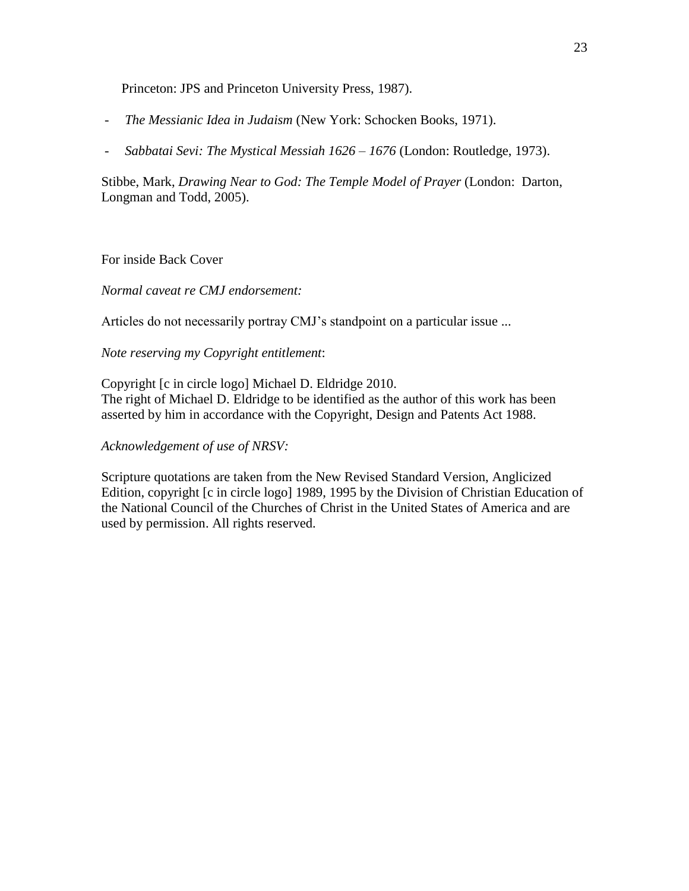Princeton: JPS and Princeton University Press, 1987).

- *The Messianic Idea in Judaism* (New York: Schocken Books, 1971).

- *Sabbatai Sevi: The Mystical Messiah 1626 – 1676* (London: Routledge, 1973).

Stibbe, Mark, *Drawing Near to God: The Temple Model of Prayer* (London: Darton, Longman and Todd, 2005).

For inside Back Cover

*Normal caveat re CMJ endorsement:*

Articles do not necessarily portray CMJ's standpoint on a particular issue ...

*Note reserving my Copyright entitlement*:

Copyright [c in circle logo] Michael D. Eldridge 2010.
The right of Michael D. Eldridge to be identified as the author of this work has been asserted by him in accordance with the Copyright, Design and Patents Act 1988.

*Acknowledgement of use of NRSV:*

Scripture quotations are taken from the New Revised Standard Version, Anglicized Edition, copyright [c in circle logo] 1989, 1995 by the Division of Christian Education of the National Council of the Churches of Christ in the United States of America and are used by permission. All rights reserved.